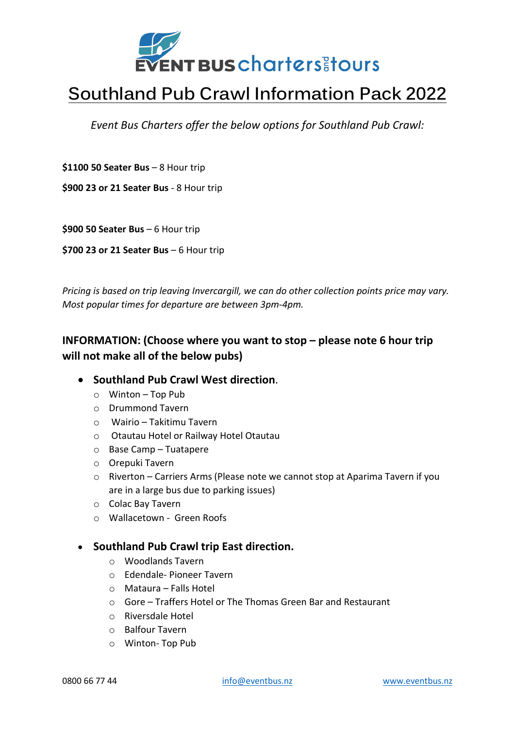# Southland Pub Crawl Information Pack 2022

*Event Bus Charters offer the below options for Southland Pub Crawl:*

**$1100 50 Seater Bus** – 8 Hour trip

**$900 23 or 21 Seater Bus** - 8 Hour trip

**$900 50 Seater Bus** – 6 Hour trip

**$700 23 or 21 Seater Bus** – 6 Hour trip

*Pricing is based on trip leaving Invercargill, we can do other collection points price may vary. Most popular times for departure are between 3pm-4pm.*

## INFORMATION: (Choose where you want to stop – please note 6 hour trip will not make all of the below pubs)

- **Southland Pub Crawl West direction**.
  - Winton – Top Pub
  - Drummond Tavern
  - Wairio – Takitimu Tavern
  - Otautau Hotel or Railway Hotel Otautau
  - Base Camp – Tuatapere
  - Orepuki Tavern
  - Riverton – Carriers Arms (Please note we cannot stop at Aparima Tavern if you are in a large bus due to parking issues)
  - Colac Bay Tavern
  - Wallacetown - Green Roofs

- **Southland Pub Crawl trip East direction.**
  - Woodlands Tavern
  - Edendale- Pioneer Tavern
  - Mataura – Falls Hotel
  - Gore – Traffers Hotel or The Thomas Green Bar and Restaurant
  - Riversdale Hotel
  - Balfour Tavern
  - Winton- Top Pub

0800 66 77 44 | info@eventbus.nz | www.eventbus.nz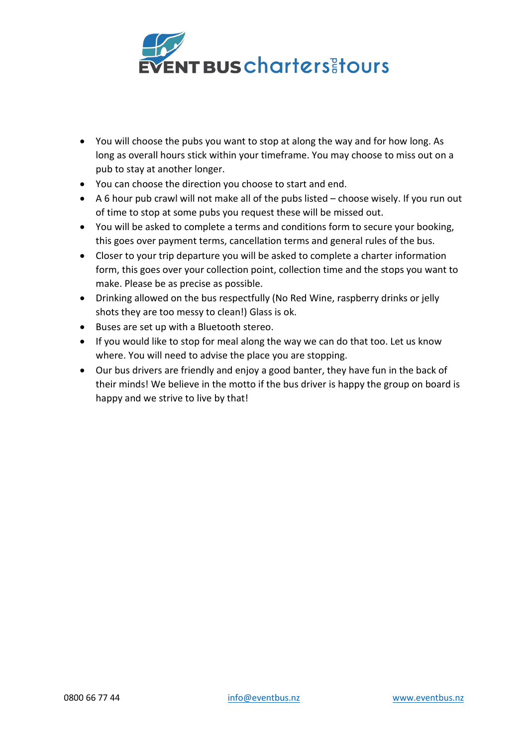- You will choose the pubs you want to stop at along the way and for how long. As long as overall hours stick within your timeframe. You may choose to miss out on a pub to stay at another longer.
- You can choose the direction you choose to start and end.
- A 6 hour pub crawl will not make all of the pubs listed – choose wisely. If you run out of time to stop at some pubs you request these will be missed out.
- You will be asked to complete a terms and conditions form to secure your booking, this goes over payment terms, cancellation terms and general rules of the bus.
- Closer to your trip departure you will be asked to complete a charter information form, this goes over your collection point, collection time and the stops you want to make. Please be as precise as possible.
- Drinking allowed on the bus respectfully (No Red Wine, raspberry drinks or jelly shots they are too messy to clean!) Glass is ok.
- Buses are set up with a Bluetooth stereo.
- If you would like to stop for meal along the way we can do that too. Let us know where. You will need to advise the place you are stopping.
- Our bus drivers are friendly and enjoy a good banter, they have fun in the back of their minds! We believe in the motto if the bus driver is happy the group on board is happy and we strive to live by that!